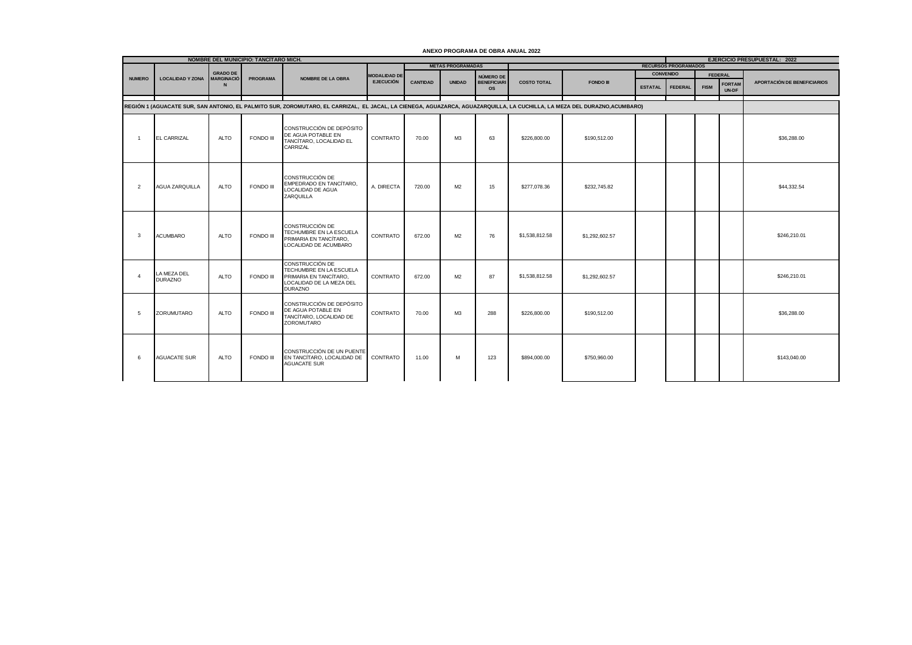# ANEXO PROGRAMA DE OBRA ANUAL 2022

| NOMBRE DEL MUNICIPIO: TANCÍTARO MICH. | | | | | | | | | | | EJERCICIO PRESUPUESTAL: 2022 | | | | |
|---|---|---|---|---|---|---|---|---|---|---|---|---|---|---|---|
| NUMERO | LOCALIDAD Y ZONA | GRADO DE MARGINACIÓN | PROGRAMA | NOMBRE DE LA OBRA | MODALIDAD DE EJECUCIÓN | METAS PROGRAMADAS | | | RECURSOS PROGRAMADOS | | | | | | |
| | | | | | | | | | | | CONVENIDO | | FEDERAL | | |
| | | | | | | CANTIDAD | UNIDAD | NÚMERO DE BENEFICIARIOS | COSTO TOTAL | FONDO III | ESTATAL | FEDERAL | FISM | FORTAMUN-DF | APORTACIÓN DE BENEFICIARIOS |
| REGIÓN 1 (AGUACATE SUR, SAN ANTONIO, EL PALMITO SUR, ZOROMUTARO, EL CARRIZAL, EL JACAL, LA CIENEGA, AGUAZARCA, AGUAZARQUILLA, LA CUCHILLA, LA MEZA DEL DURAZNO,ACUMBARO) | | | | | | | | | | | | | | | |
| 1 | EL CARRIZAL | ALTO | FONDO III | CONSTRUCCIÓN DE DEPÓSITO DE AGUA POTABLE EN TANCÍTARO, LOCALIDAD EL CARRIZAL | CONTRATO | 70.00 | M3 | 63 | $226,800.00 | $190,512.00 | | | | | $36,288.00 |
| 2 | AGUA ZARQUILLA | ALTO | FONDO III | CONSTRUCCIÓN DE EMPEDRADO EN TANCÍTARO, LOCALIDAD DE AGUA ZARQUILLA | A. DIRECTA | 720.00 | M2 | 15 | $277,078.36 | $232,745.82 | | | | | $44,332.54 |
| 3 | ACUMBARO | ALTO | FONDO III | CONSTRUCCIÓN DE TECHUMBRE EN LA ESCUELA PRIMARIA EN TANCÍTARO, LOCALIDAD DE ACUMBARO | CONTRATO | 672.00 | M2 | 76 | $1,538,812.58 | $1,292,602.57 | | | | | $246,210.01 |
| 4 | LA MEZA DEL DURAZNO | ALTO | FONDO III | CONSTRUCCIÓN DE TECHUMBRE EN LA ESCUELA PRIMARIA EN TANCÍTARO, LOCALIDAD DE LA MEZA DEL DURAZNO | CONTRATO | 672.00 | M2 | 87 | $1,538,812.58 | $1,292,602.57 | | | | | $246,210.01 |
| 5 | ZORUMUTARO | ALTO | FONDO III | CONSTRUCCIÓN DE DEPÓSITO DE AGUA POTABLE EN TANCÍTARO, LOCALIDAD DE ZOROMUTARO | CONTRATO | 70.00 | M3 | 288 | $226,800.00 | $190,512.00 | | | | | $36,288.00 |
| 6 | AGUACATE SUR | ALTO | FONDO III | CONSTRUCCIÓN DE UN PUENTE EN TANCÍTARO, LOCALIDAD DE AGUACATE SUR | CONTRATO | 11.00 | M | 123 | $894,000.00 | $750,960.00 | | | | | $143,040.00 |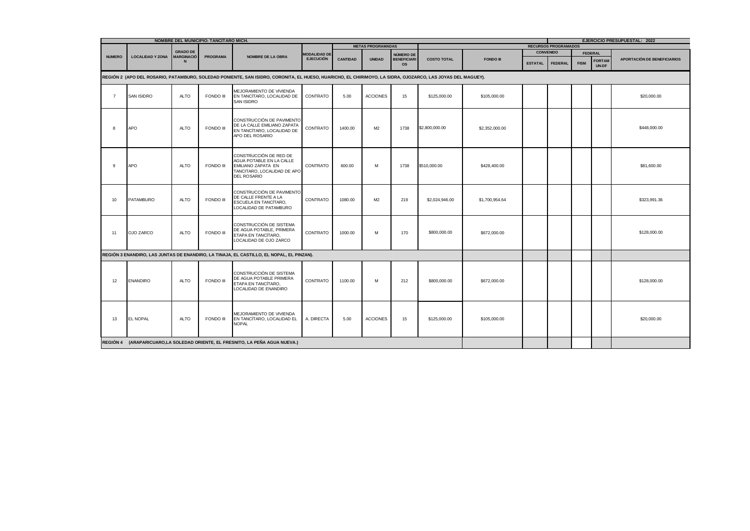| NOMBRE DEL MUNICIPIO: TANCITARO MICH. | | | | | | | | | | | | | | | | EJERCICIO PRESUPUESTAL: 2022 |
|---|---|---|---|---|---|---|---|---|---|---|---|---|---|---|---|---|
| | | | | | | METAS PROGRAMADAS | | | RECURSOS PROGRAMADOS | | | | | | | |
| | | | | | | | | | | | CONVENIO | | FEDERAL | | | |
| NUMERO | LOCALIDAD Y ZONA | GRADO DE MARGINACIÓN | PROGRAMA | NOMBRE DE LA OBRA | MODALIDAD DE EJECUCIÓN | CANTIDAD | UNIDAD | NÚMERO DE BENEFICIARIOS | COSTO TOTAL | FONDO III | ESTATAL | FEDERAL | FISM | FORTAMUN-DF | | APORTACIÓN DE BENEFICIARIOS |
| REGIÓN 2 (APO DEL ROSARIO, PATAMBURO, SOLEDAD PONIENTE, SAN ISIDRO, CORONITA, EL HUESO, HUARICHO, EL CHIRIMOYO, LA SIDRA, OJOZARCO, LAS JOYAS DEL MAGUEY). | | | | | | | | | | | | | | | | |
| 7 | SAN ISIDRO | ALTO | FONDO III | MEJORAMIENTO DE VIVIENDA EN TANCÍTARO, LOCALIDAD DE SAN ISIDRO | CONTRATO | 5.00 | ACCIONES | 15 | $125,000.00 | $105,000.00 | | | | | | $20,000.00 |
| 8 | APO | ALTO | FONDO III | CONSTRUCCIÓN DE PAVIMENTO DE LA CALLE EMILIANO ZAPATA EN TANCÍTARO, LOCALIDAD DE APO DEL ROSARIO | CONTRATO | 1400.00 | M2 | 1738 | $2,800,000.00 | $2,352,000.00 | | | | | | $448,000.00 |
| 9 | APO | ALTO | FONDO III | CONSTRUCCIÓN DE RED DE AGUA POTABLE EN LA CALLE EMILIANO ZAPATA EN TANCITARO, LOCALIDAD DE APO DEL ROSARIO | CONTRATO | 600.00 | M | 1738 | $510,000.00 | $428,400.00 | | | | | | $81,600.00 |
| 10 | PATAMBURO | ALTO | FONDO III | CONSTRUCCIÓN DE PAVIMENTO DE CALLE FRENTE A LA ESCUELA EN TANCÍTARO, LOCALIDAD DE PATAMBURO | CONTRATO | 1080.00 | M2 | 219 | $2,024,946.00 | $1,700,954.64 | | | | | | $323,991.36 |
| 11 | OJO ZARCO | ALTO | FONDO III | CONSTRUCCIÓN DE SISTEMA DE AGUA POTABLE, PRIMERA ETAPA EN TANCÍTARO, LOCALIDAD DE OJO ZARCO | CONTRATO | 1000.00 | M | 170 | $800,000.00 | $672,000.00 | | | | | | $128,000.00 |
| REGIÓN 3 ENANDIRO, LAS JUNTAS DE ENANDIRO, LA TINAJA, EL CASTILLO, EL NOPAL, EL PINZAN). | | | | | | | | | | | | | | | | |
| 12 | ENANDIRO | ALTO | FONDO III | CONSTRUCCIÓN DE SISTEMA DE AGUA POTABLE PRIMERA ETAPA EN TANCÍTARO, LOCALIDAD DE ENANDIRO | CONTRATO | 1100.00 | M | 212 | $800,000.00 | $672,000.00 | | | | | | $128,000.00 |
| 13 | EL NOPAL | ALTO | FONDO III | MEJORAMIENTO DE VIVIENDA EN TANCÍTARO, LOCALIDAD EL NOPAL | A. DIRECTA | 5.00 | ACCIONES | 15 | $125,000.00 | $105,000.00 | | | | | | $20,000.00 |
| REGIÓN 4 (ARAPARICUARO,LA SOLEDAD ORIENTE, EL FRESNITO, LA PEÑA AGUA NUEVA.) | | | | | | | | | | | | | | | | |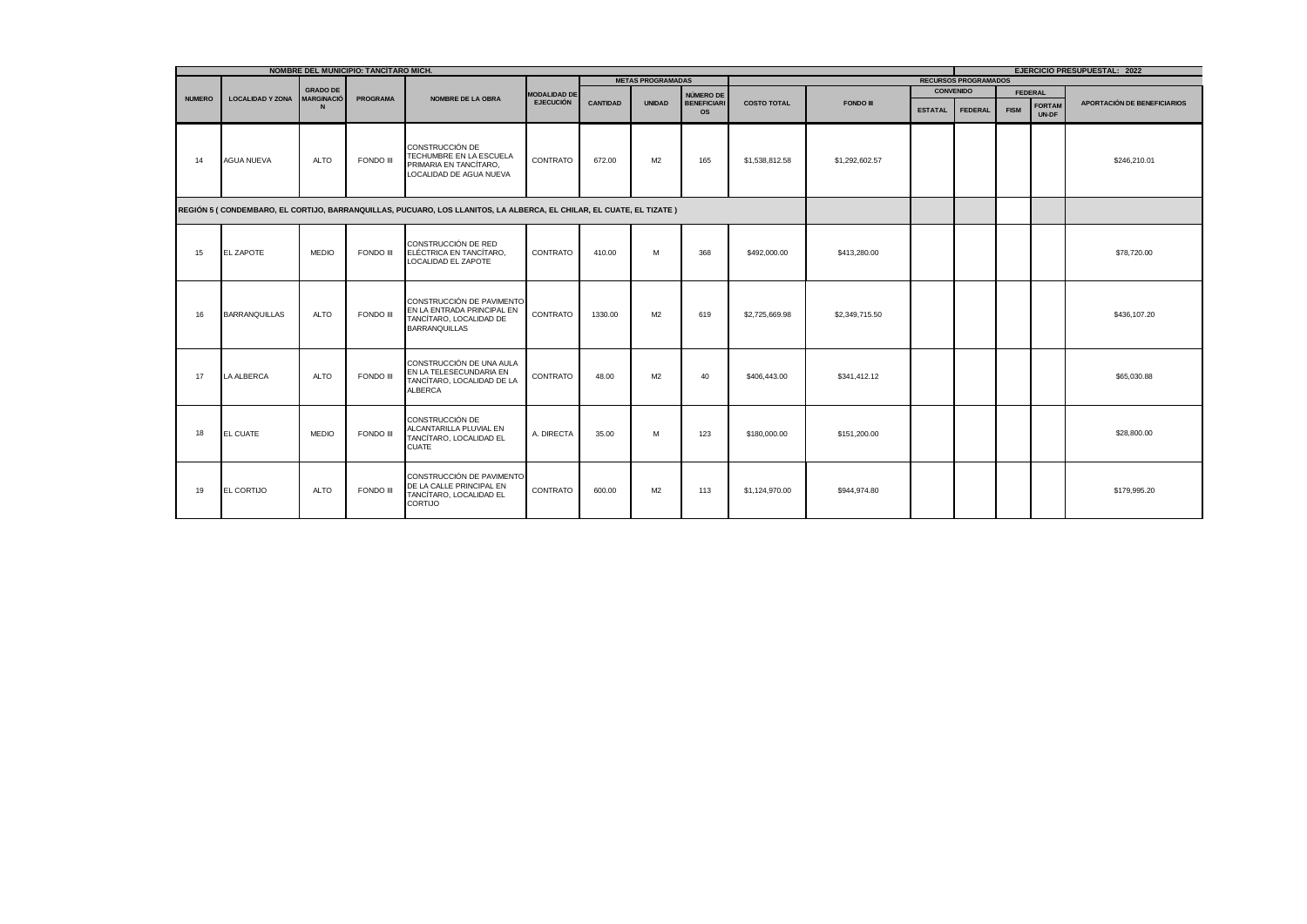| NOMBRE DEL MUNICIPIO: TANCITARO MICH. | | | | | | | | | | | | | | | | EJERCICIO PRESUPUESTAL: 2022 |
|---|---|---|---|---|---|---|---|---|---|---|---|---|---|---|---|---|
| | | | | | | METAS PROGRAMADAS | | | RECURSOS PROGRAMADOS | | | | | | | |
| NUMERO | LOCALIDAD Y ZONA | GRADO DE MARGINACIÓN | PROGRAMA | NOMBRE DE LA OBRA | MODALIDAD DE EJECUCIÓN | CANTIDAD | UNIDAD | NÚMERO DE BENEFICIARIOS | COSTO TOTAL | FONDO III | CONVENIO | | FEDERAL | | APORTACIÓN DE BENEFICIARIOS |
| | | | | | | | | | | | ESTATAL | FEDERAL | FISM | FORTAMUN-DF | |
| 14 | AGUA NUEVA | ALTO | FONDO III | CONSTRUCCIÓN DE TECHUMBRE EN LA ESCUELA PRIMARIA EN TANCÍTARO, LOCALIDAD DE AGUA NUEVA | CONTRATO | 672.00 | M2 | 165 | $1,538,812.58 | $1,292,602.57 | | | | | $246,210.01 |
| REGIÓN 5 ( CONDEMBARO, EL CORTIJO, BARRANQUILLAS, PUCUARO, LOS LLANITOS, LA ALBERCA, EL CHILAR, EL CUATE, EL TIZATE ) | | | | | | | | | | | | | | | |
| 15 | EL ZAPOTE | MEDIO | FONDO III | CONSTRUCCIÓN DE RED ELÉCTRICA EN TANCÍTARO, LOCALIDAD EL ZAPOTE | CONTRATO | 410.00 | M | 368 | $492,000.00 | $413,280.00 | | | | | $78,720.00 |
| 16 | BARRANQUILLAS | ALTO | FONDO III | CONSTRUCCIÓN DE PAVIMENTO EN LA ENTRADA PRINCIPAL EN TANCÍTARO, LOCALIDAD DE BARRANQUILLAS | CONTRATO | 1330.00 | M2 | 619 | $2,725,669.98 | $2,349,715.50 | | | | | $436,107.20 |
| 17 | LA ALBERCA | ALTO | FONDO III | CONSTRUCCIÓN DE UNA AULA EN LA TELESECUNDARIA EN TANCÍTARO, LOCALIDAD DE LA ALBERCA | CONTRATO | 48.00 | M2 | 40 | $406,443.00 | $341,412.12 | | | | | $65,030.88 |
| 18 | EL CUATE | MEDIO | FONDO III | CONSTRUCCIÓN DE ALCANTARILLA PLUVIAL EN TANCÍTARO, LOCALIDAD EL CUATE | A. DIRECTA | 35.00 | M | 123 | $180,000.00 | $151,200.00 | | | | | $28,800.00 |
| 19 | EL CORTIJO | ALTO | FONDO III | CONSTRUCCIÓN DE PAVIMENTO DE LA CALLE PRINCIPAL EN TANCÍTARO, LOCALIDAD EL CORTIJO | CONTRATO | 600.00 | M2 | 113 | $1,124,970.00 | $944,974.80 | | | | | $179,995.20 |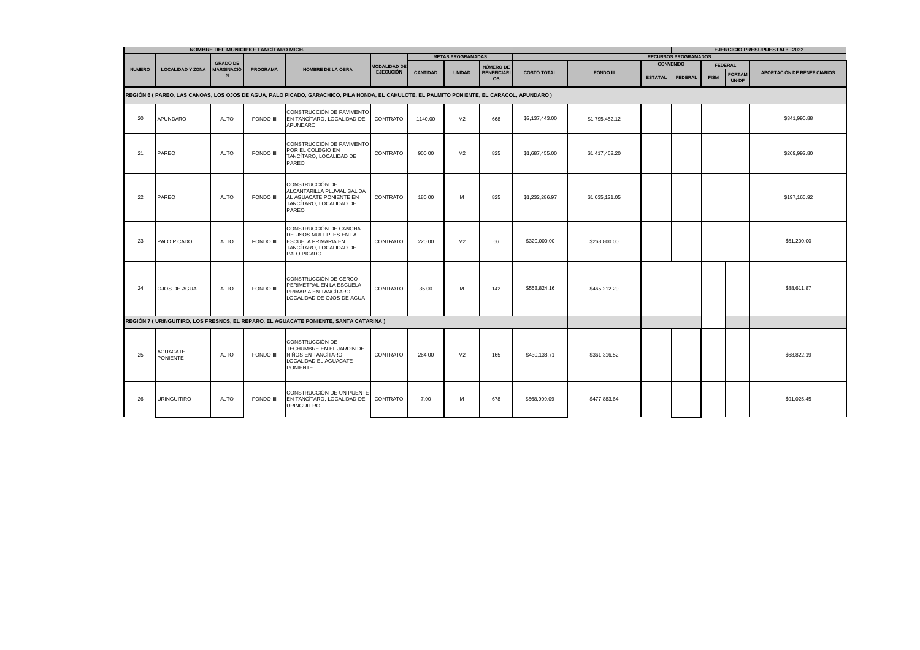| NOMBRE DEL MUNICIPIO: TANCÍTARO MICH. | | | | | | | | | | | | | | | | EJERCICIO PRESUPUESTAL: 2022 |
|---|---|---|---|---|---|---|---|---|---|---|---|---|---|---|---|---|
| NUMERO | LOCALIDAD Y ZONA | GRADO DE MARGINACIÓN | PROGRAMA | NOMBRE DE LA OBRA | MODALIDAD DE EJECUCIÓN | METAS PROGRAMADAS | | | RECURSOS PROGRAMADOS | | | | | | | |
| | | | | | | CANTIDAD | UNIDAD | NÚMERO DE BENEFICIARIOS | COSTO TOTAL | FONDO III | CONVENIO | | FEDERAL | | APORTACIÓN DE BENEFICIARIOS |
| | | | | | | | | | | | ESTATAL | FEDERAL | FISM | FORTAMUN-DF | |
| REGIÓN 6 ( PAREO, LAS CANOAS, LOS OJOS DE AGUA, PALO PICADO, GARACHICO, PILA HONDA, EL CAHULOTE, EL PALMITO PONIENTE, EL CARACOL, APUNDARO ) | | | | | | | | | | | | | | | |
| 20 | APUNDARO | ALTO | FONDO III | CONSTRUCCIÓN DE PAVIMENTO EN TANCÍTARO, LOCALIDAD DE APUNDARO | CONTRATO | 1140.00 | M2 | 668 | $2,137,443.00 | $1,795,452.12 | | | | | $341,990.88 |
| 21 | PAREO | ALTO | FONDO III | CONSTRUCCIÓN DE PAVIMENTO POR EL COLEGIO EN TANCÍTARO, LOCALIDAD DE PAREO | CONTRATO | 900.00 | M2 | 825 | $1,687,455.00 | $1,417,462.20 | | | | | $269,992.80 |
| 22 | PAREO | ALTO | FONDO III | CONSTRUCCIÓN DE ALCANTARILLA PLUVIAL SALIDA AL AGUACATE PONIENTE EN TANCÍTARO, LOCALIDAD DE PAREO | CONTRATO | 180.00 | M | 825 | $1,232,286.97 | $1,035,121.05 | | | | | $197,165.92 |
| 23 | PALO PICADO | ALTO | FONDO III | CONSTRUCCIÓN DE CANCHA DE USOS MULTIPLES EN LA ESCUELA PRIMARIA EN TANCÍTARO, LOCALIDAD DE PALO PICADO | CONTRATO | 220.00 | M2 | 66 | $320,000.00 | $268,800.00 | | | | | $51,200.00 |
| 24 | OJOS DE AGUA | ALTO | FONDO III | CONSTRUCCIÓN DE CERCO PERIMETRAL EN LA ESCUELA PRIMARIA EN TANCÍTARO, LOCALIDAD DE OJOS DE AGUA | CONTRATO | 35.00 | M | 142 | $553,824.16 | $465,212.29 | | | | | $88,611.87 |
| REGIÓN 7 ( URINGUITIRO, LOS FRESNOS, EL REPARO, EL AGUACATE PONIENTE, SANTA CATARINA ) | | | | | | | | | | | | | | | |
| 25 | AGUACATE PONIENTE | ALTO | FONDO III | CONSTRUCCIÓN DE TECHUMBRE EN EL JARDIN DE NIÑOS EN TANCÍTARO, LOCALIDAD EL AGUACATE PONIENTE | CONTRATO | 264.00 | M2 | 165 | $430,138.71 | $361,316.52 | | | | | $68,822.19 |
| 26 | URINGUITIRO | ALTO | FONDO III | CONSTRUCCIÓN DE UN PUENTE EN TANCÍTARO, LOCALIDAD DE URINGUITIRO | CONTRATO | 7.00 | M | 678 | $568,909.09 | $477,883.64 | | | | | $91,025.45 |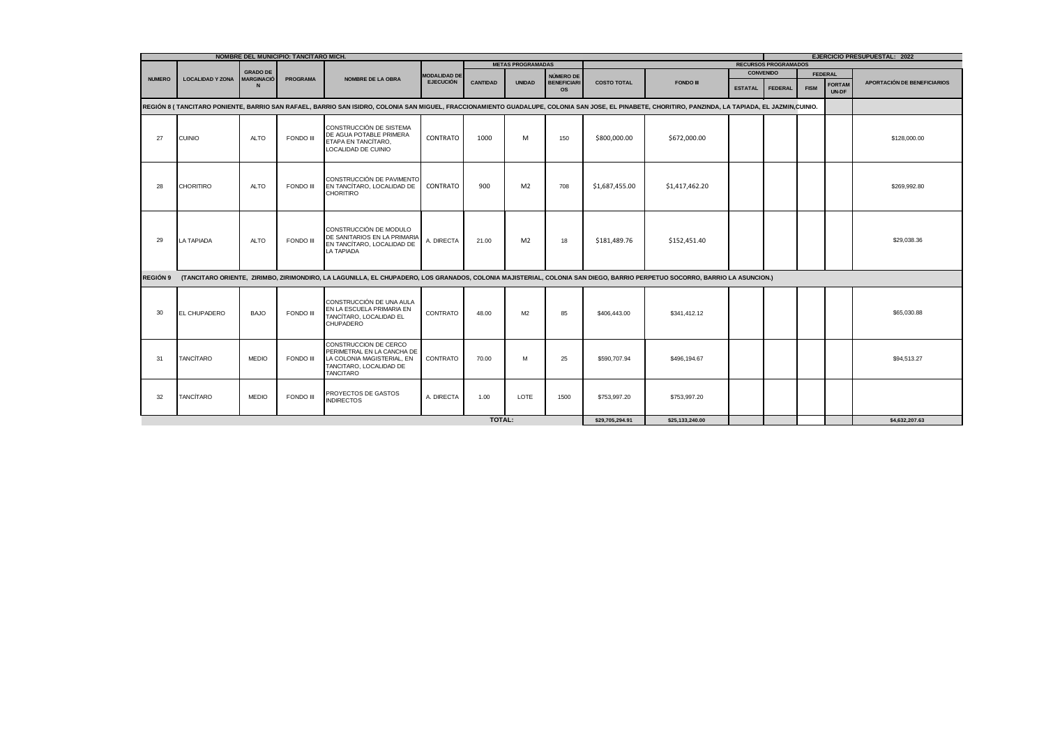| NOMBRE DEL MUNICIPIO: TANCITARO MICH. | | | | | | | | | | | | | | | EJERCICIO PRESUPUESTAL: 2022 |
|---|---|---|---|---|---|---|---|---|---|---|---|---|---|---|---|
| NUMERO | LOCALIDAD Y ZONA | GRADO DE MARGINACIÓN | PROGRAMA | NOMBRE DE LA OBRA | MODALIDAD DE EJECUCIÓN | METAS PROGRAMADAS | | | RECURSOS PROGRAMADOS | | | | | | |
| | | | | | | CANTIDAD | UNIDAD | NÚMERO DE BENEFICIARIOS | COSTO TOTAL | FONDO III | CONVENIO | | FEDERAL | | APORTACIÓN DE BENEFICIARIOS |
| | | | | | | | | | | | ESTATAL | FEDERAL | FISM | FORTAMUN-DF | |
| REGIÓN 8 ( TANCITARO PONIENTE, BARRIO SAN RAFAEL, BARRIO SAN ISIDRO, COLONIA SAN MIGUEL, FRACCIONAMIENTO GUADALUPE, COLONIA SAN JOSE, EL PINABETE, CHORITIRO, PANZINDA, LA TAPIADA, EL JAZMIN,CUINIO. | | | | | | | | | | | | | | | |
| 27 | CUINIO | ALTO | FONDO III | CONSTRUCCIÓN DE SISTEMA DE AGUA POTABLE PRIMERA ETAPA EN TANCÍTARO, LOCALIDAD DE CUINIO | CONTRATO | 1000 | M | 150 | $800,000.00 | $672,000.00 | | | | | $128,000.00 |
| 28 | CHORITIRO | ALTO | FONDO III | CONSTRUCCIÓN DE PAVIMENTO EN TANCÍTARO, LOCALIDAD DE CHORITIRO | CONTRATO | 900 | M2 | 708 | $1,687,455.00 | $1,417,462.20 | | | | | $269,992.80 |
| 29 | LA TAPIADA | ALTO | FONDO III | CONSTRUCCIÓN DE MODULO DE SANITARIOS EN LA PRIMARIA EN TANCÍTARO, LOCALIDAD DE LA TAPIADA | A. DIRECTA | 21.00 | M2 | 18 | $181,489.76 | $152,451.40 | | | | | $29,038.36 |
| REGIÓN 9 | (TANCITARO ORIENTE, ZIRIMBO, ZIRIMONDIRO, LA LAGUNILLA, EL CHUPADERO, LOS GRANADOS, COLONIA MAJISTERIAL, COLONIA SAN DIEGO, BARRIO PERPETUO SOCORRO, BARRIO LA ASUNCION.) | | | | | | | | | | | | | | |
| 30 | EL CHUPADERO | BAJO | FONDO III | CONSTRUCCIÓN DE UNA AULA EN LA ESCUELA PRIMARIA EN TANCÍTARO, LOCALIDAD EL CHUPADERO | CONTRATO | 48.00 | M2 | 85 | $406,443.00 | $341,412.12 | | | | | $65,030.88 |
| 31 | TANCÍTARO | MEDIO | FONDO III | CONSTRUCCION DE CERCO PERIMETRAL EN LA CANCHA DE LA COLONIA MAGISTERIAL, EN TANCITARO, LOCALIDAD DE TANCITARO | CONTRATO | 70.00 | M | 25 | $590,707.94 | $496,194.67 | | | | | $94,513.27 |
| 32 | TANCÍTARO | MEDIO | FONDO III | PROYECTOS DE GASTOS INDIRECTOS | A. DIRECTA | 1.00 | LOTE | 1500 | $753,997.20 | $753,997.20 | | | | | |
| | | | | | | TOTAL: | | | $29,705,294.91 | $25,133,240.00 | | | | | $4,632,207.63 |